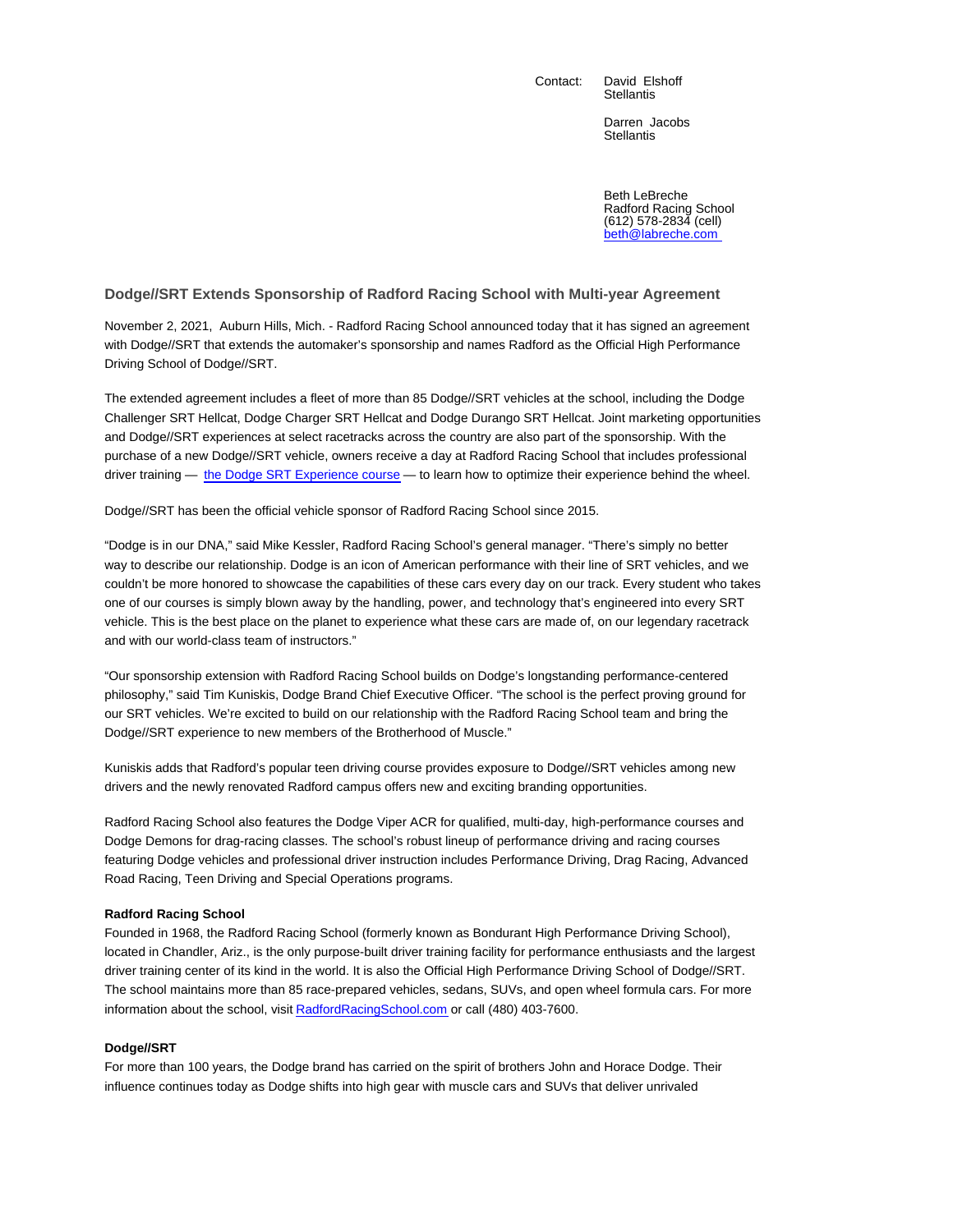Contact: David Elshoff
Stellantis

Darren Jacobs
Stellantis

Beth LeBreche
Radford Racing School
(612) 578-2834 (cell)
[beth@labreche.com](mailto:beth@labreche.com)

## Dodge//SRT Extends Sponsorship of Radford Racing School with Multi-year Agreement

November 2, 2021, Auburn Hills, Mich. - Radford Racing School announced today that it has signed an agreement with Dodge//SRT that extends the automaker's sponsorship and names Radford as the Official High Performance Driving School of Dodge//SRT.

The extended agreement includes a fleet of more than 85 Dodge//SRT vehicles at the school, including the Dodge Challenger SRT Hellcat, Dodge Charger SRT Hellcat and Dodge Durango SRT Hellcat. Joint marketing opportunities and Dodge//SRT experiences at select racetracks across the country are also part of the sponsorship. With the purchase of a new Dodge//SRT vehicle, owners receive a day at Radford Racing School that includes professional driver training — the Dodge SRT Experience course — to learn how to optimize their experience behind the wheel.

Dodge//SRT has been the official vehicle sponsor of Radford Racing School since 2015.

"Dodge is in our DNA," said Mike Kessler, Radford Racing School's general manager. "There's simply no better way to describe our relationship. Dodge is an icon of American performance with their line of SRT vehicles, and we couldn't be more honored to showcase the capabilities of these cars every day on our track. Every student who takes one of our courses is simply blown away by the handling, power, and technology that's engineered into every SRT vehicle. This is the best place on the planet to experience what these cars are made of, on our legendary racetrack and with our world-class team of instructors."

"Our sponsorship extension with Radford Racing School builds on Dodge's longstanding performance-centered philosophy," said Tim Kuniskis, Dodge Brand Chief Executive Officer. "The school is the perfect proving ground for our SRT vehicles. We're excited to build on our relationship with the Radford Racing School team and bring the Dodge//SRT experience to new members of the Brotherhood of Muscle."

Kuniskis adds that Radford's popular teen driving course provides exposure to Dodge//SRT vehicles among new drivers and the newly renovated Radford campus offers new and exciting branding opportunities.

Radford Racing School also features the Dodge Viper ACR for qualified, multi-day, high-performance courses and Dodge Demons for drag-racing classes. The school's robust lineup of performance driving and racing courses featuring Dodge vehicles and professional driver instruction includes Performance Driving, Drag Racing, Advanced Road Racing, Teen Driving and Special Operations programs.

**Radford Racing School**
Founded in 1968, the Radford Racing School (formerly known as Bondurant High Performance Driving School), located in Chandler, Ariz., is the only purpose-built driver training facility for performance enthusiasts and the largest driver training center of its kind in the world. It is also the Official High Performance Driving School of Dodge//SRT. The school maintains more than 85 race-prepared vehicles, sedans, SUVs, and open wheel formula cars. For more information about the school, visit RadfordRacingSchool.com or call (480) 403-7600.

**Dodge//SRT**
For more than 100 years, the Dodge brand has carried on the spirit of brothers John and Horace Dodge. Their influence continues today as Dodge shifts into high gear with muscle cars and SUVs that deliver unrivaled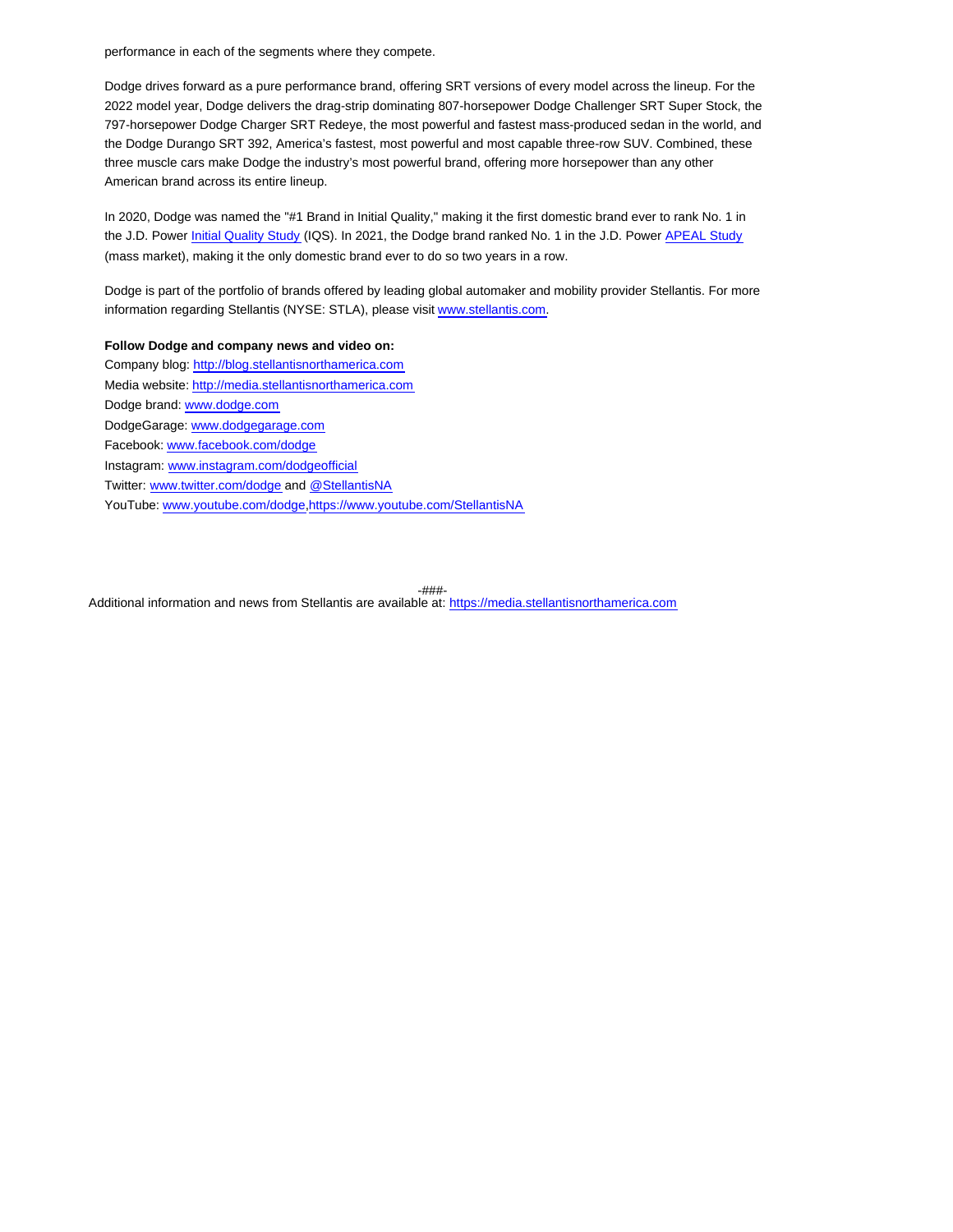performance in each of the segments where they compete.

Dodge drives forward as a pure performance brand, offering SRT versions of every model across the lineup. For the 2022 model year, Dodge delivers the drag-strip dominating 807-horsepower Dodge Challenger SRT Super Stock, the 797-horsepower Dodge Charger SRT Redeye, the most powerful and fastest mass-produced sedan in the world, and the Dodge Durango SRT 392, America's fastest, most powerful and most capable three-row SUV. Combined, these three muscle cars make Dodge the industry's most powerful brand, offering more horsepower than any other American brand across its entire lineup.

In 2020, Dodge was named the "#1 Brand in Initial Quality," making it the first domestic brand ever to rank No. 1 in the J.D. Power Initial Quality Study (IQS). In 2021, the Dodge brand ranked No. 1 in the J.D. Power APEAL Study (mass market), making it the only domestic brand ever to do so two years in a row.

Dodge is part of the portfolio of brands offered by leading global automaker and mobility provider Stellantis. For more information regarding Stellantis (NYSE: STLA), please visit www.stellantis.com.

**Follow Dodge and company news and video on:**

Company blog: http://blog.stellantisnorthamerica.com
Media website: http://media.stellantisnorthamerica.com
Dodge brand: www.dodge.com
DodgeGarage: www.dodgegarage.com
Facebook: www.facebook.com/dodge
Instagram: www.instagram.com/dodgeofficial
Twitter: www.twitter.com/dodge and @StellantisNA
YouTube: www.youtube.com/dodge,https://www.youtube.com/StellantisNA

-###-

Additional information and news from Stellantis are available at: https://media.stellantisnorthamerica.com